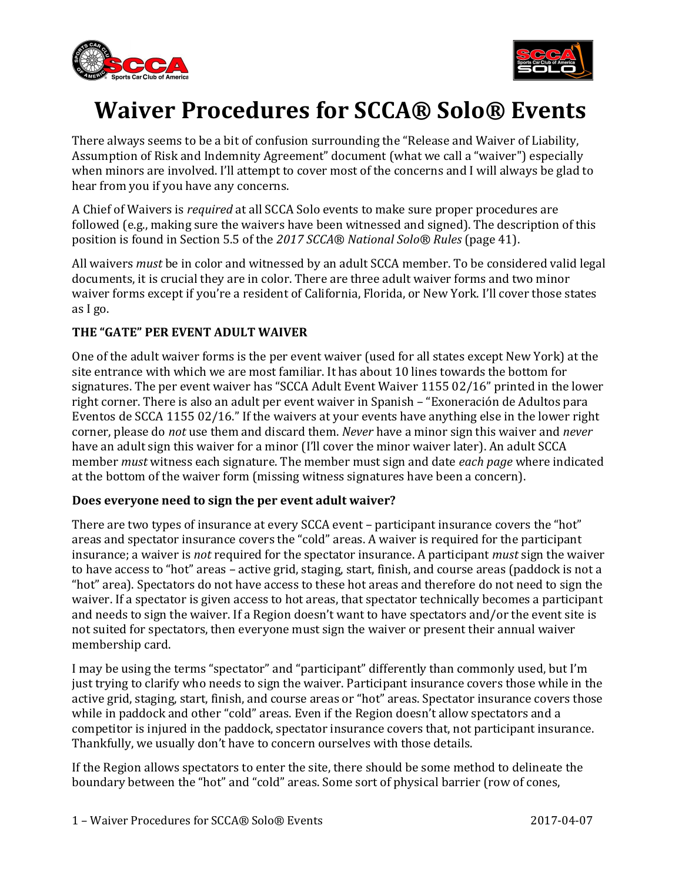# Waiver Procedures for SCCA® Solo® Events

There always seems to be a bit of confusion surrounding the "Release and Waiver of Liability, Assumption of Risk and Indemnity Agreement" document (what we call a "waiver") especially when minors are involved. I'll attempt to cover most of the concerns and I will always be glad to hear from you if you have any concerns.

A Chief of Waivers is *required* at all SCCA Solo events to make sure proper procedures are followed (e.g., making sure the waivers have been witnessed and signed). The description of this position is found in Section 5.5 of the *2017 SCCA® National Solo® Rules* (page 41).

All waivers *must* be in color and witnessed by an adult SCCA member. To be considered valid legal documents, it is crucial they are in color. There are three adult waiver forms and two minor waiver forms except if you're a resident of California, Florida, or New York. I'll cover those states as I go.

**THE "GATE" PER EVENT ADULT WAIVER**

One of the adult waiver forms is the per event waiver (used for all states except New York) at the site entrance with which we are most familiar. It has about 10 lines towards the bottom for signatures. The per event waiver has "SCCA Adult Event Waiver 1155 02/16" printed in the lower right corner. There is also an adult per event waiver in Spanish – "Exoneración de Adultos para Eventos de SCCA 1155 02/16." If the waivers at your events have anything else in the lower right corner, please do *not* use them and discard them. *Never* have a minor sign this waiver and *never* have an adult sign this waiver for a minor (I'll cover the minor waiver later). An adult SCCA member *must* witness each signature. The member must sign and date *each page* where indicated at the bottom of the waiver form (missing witness signatures have been a concern).

**Does everyone need to sign the per event adult waiver?**

There are two types of insurance at every SCCA event – participant insurance covers the "hot" areas and spectator insurance covers the "cold" areas. A waiver is required for the participant insurance; a waiver is *not* required for the spectator insurance. A participant *must* sign the waiver to have access to "hot" areas – active grid, staging, start, finish, and course areas (paddock is not a "hot" area). Spectators do not have access to these hot areas and therefore do not need to sign the waiver. If a spectator is given access to hot areas, that spectator technically becomes a participant and needs to sign the waiver. If a Region doesn't want to have spectators and/or the event site is not suited for spectators, then everyone must sign the waiver or present their annual waiver membership card.

I may be using the terms "spectator" and "participant" differently than commonly used, but I'm just trying to clarify who needs to sign the waiver. Participant insurance covers those while in the active grid, staging, start, finish, and course areas or "hot" areas. Spectator insurance covers those while in paddock and other "cold" areas. Even if the Region doesn't allow spectators and a competitor is injured in the paddock, spectator insurance covers that, not participant insurance. Thankfully, we usually don't have to concern ourselves with those details.

If the Region allows spectators to enter the site, there should be some method to delineate the boundary between the "hot" and "cold" areas. Some sort of physical barrier (row of cones,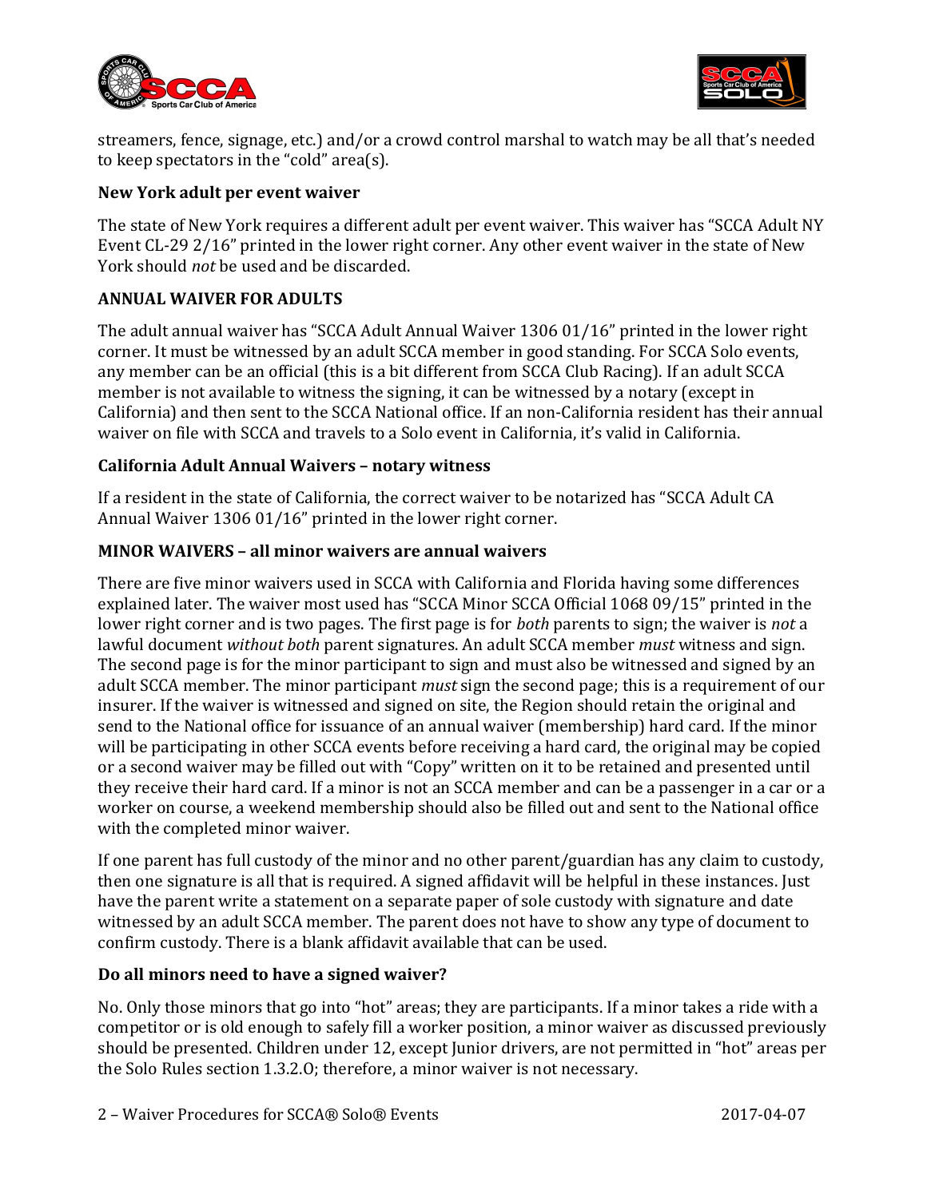streamers, fence, signage, etc.) and/or a crowd control marshal to watch may be all that's needed to keep spectators in the "cold" area(s).

### New York adult per event waiver

The state of New York requires a different adult per event waiver. This waiver has "SCCA Adult NY Event CL-29 2/16" printed in the lower right corner. Any other event waiver in the state of New York should *not* be used and be discarded.

### ANNUAL WAIVER FOR ADULTS

The adult annual waiver has "SCCA Adult Annual Waiver 1306 01/16" printed in the lower right corner. It must be witnessed by an adult SCCA member in good standing. For SCCA Solo events, any member can be an official (this is a bit different from SCCA Club Racing). If an adult SCCA member is not available to witness the signing, it can be witnessed by a notary (except in California) and then sent to the SCCA National office. If an non-California resident has their annual waiver on file with SCCA and travels to a Solo event in California, it's valid in California.

### California Adult Annual Waivers – notary witness

If a resident in the state of California, the correct waiver to be notarized has "SCCA Adult CA Annual Waiver 1306 01/16" printed in the lower right corner.

### MINOR WAIVERS – all minor waivers are annual waivers

There are five minor waivers used in SCCA with California and Florida having some differences explained later. The waiver most used has "SCCA Minor SCCA Official 1068 09/15" printed in the lower right corner and is two pages. The first page is for *both* parents to sign; the waiver is *not* a lawful document *without both* parent signatures. An adult SCCA member *must* witness and sign. The second page is for the minor participant to sign and must also be witnessed and signed by an adult SCCA member. The minor participant *must* sign the second page; this is a requirement of our insurer. If the waiver is witnessed and signed on site, the Region should retain the original and send to the National office for issuance of an annual waiver (membership) hard card. If the minor will be participating in other SCCA events before receiving a hard card, the original may be copied or a second waiver may be filled out with "Copy" written on it to be retained and presented until they receive their hard card. If a minor is not an SCCA member and can be a passenger in a car or a worker on course, a weekend membership should also be filled out and sent to the National office with the completed minor waiver.

If one parent has full custody of the minor and no other parent/guardian has any claim to custody, then one signature is all that is required. A signed affidavit will be helpful in these instances. Just have the parent write a statement on a separate paper of sole custody with signature and date witnessed by an adult SCCA member. The parent does not have to show any type of document to confirm custody. There is a blank affidavit available that can be used.

### Do all minors need to have a signed waiver?

No. Only those minors that go into "hot" areas; they are participants. If a minor takes a ride with a competitor or is old enough to safely fill a worker position, a minor waiver as discussed previously should be presented. Children under 12, except Junior drivers, are not permitted in "hot" areas per the Solo Rules section 1.3.2.O; therefore, a minor waiver is not necessary.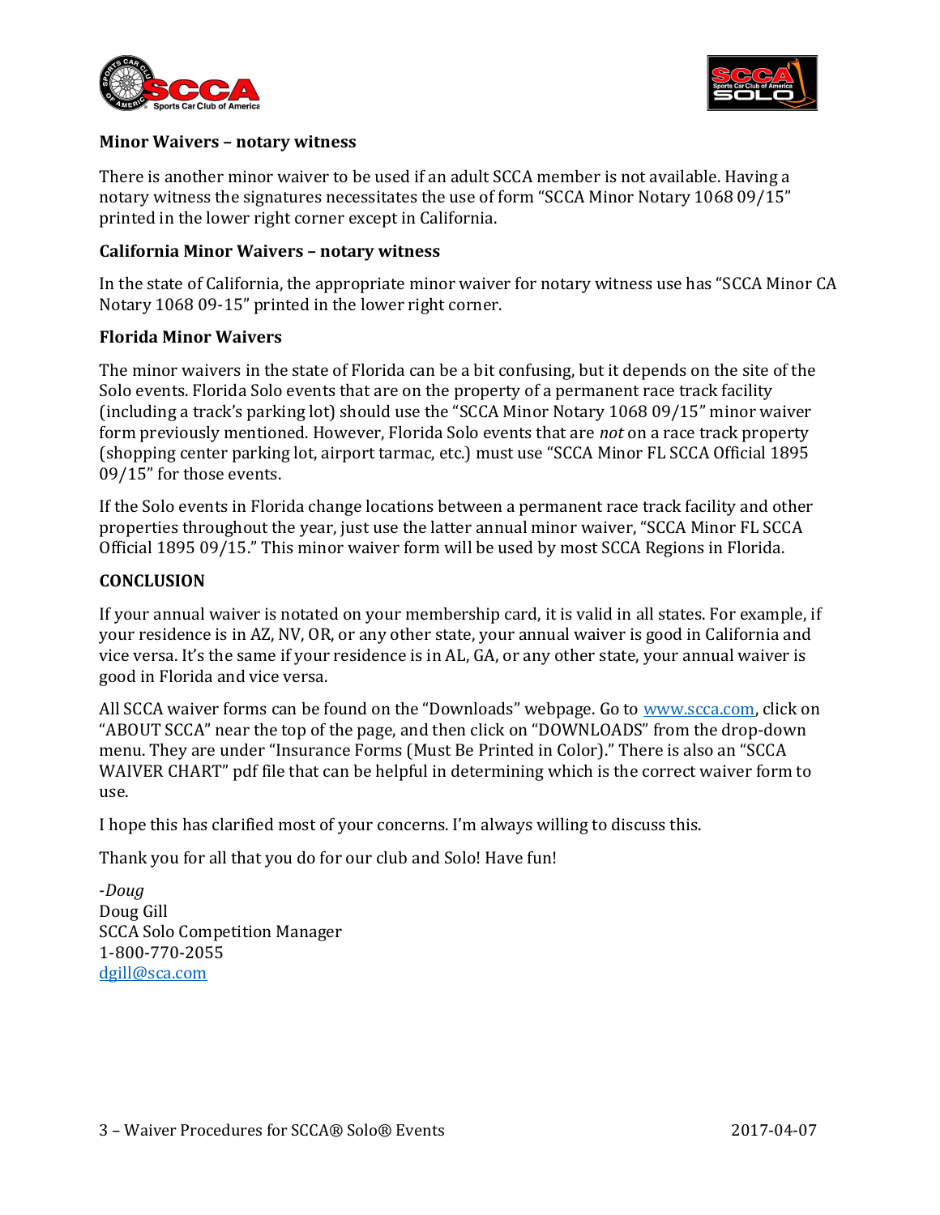**Minor Waivers – notary witness**

There is another minor waiver to be used if an adult SCCA member is not available. Having a notary witness the signatures necessitates the use of form "SCCA Minor Notary 1068 09/15" printed in the lower right corner except in California.

**California Minor Waivers – notary witness**

In the state of California, the appropriate minor waiver for notary witness use has "SCCA Minor CA Notary 1068 09-15" printed in the lower right corner.

**Florida Minor Waivers**

The minor waivers in the state of Florida can be a bit confusing, but it depends on the site of the Solo events. Florida Solo events that are on the property of a permanent race track facility (including a track's parking lot) should use the "SCCA Minor Notary 1068 09/15" minor waiver form previously mentioned. However, Florida Solo events that are *not* on a race track property (shopping center parking lot, airport tarmac, etc.) must use "SCCA Minor FL SCCA Official 1895 09/15" for those events.

If the Solo events in Florida change locations between a permanent race track facility and other properties throughout the year, just use the latter annual minor waiver, "SCCA Minor FL SCCA Official 1895 09/15." This minor waiver form will be used by most SCCA Regions in Florida.

**CONCLUSION**

If your annual waiver is notated on your membership card, it is valid in all states. For example, if your residence is in AZ, NV, OR, or any other state, your annual waiver is good in California and vice versa. It's the same if your residence is in AL, GA, or any other state, your annual waiver is good in Florida and vice versa.

All SCCA waiver forms can be found on the "Downloads" webpage. Go to www.scca.com, click on "ABOUT SCCA" near the top of the page, and then click on "DOWNLOADS" from the drop-down menu. They are under "Insurance Forms (Must Be Printed in Color)." There is also an "SCCA WAIVER CHART" pdf file that can be helpful in determining which is the correct waiver form to use.

I hope this has clarified most of your concerns. I'm always willing to discuss this.

Thank you for all that you do for our club and Solo! Have fun!

-*Doug*
Doug Gill
SCCA Solo Competition Manager
1-800-770-2055
dgill@sca.com